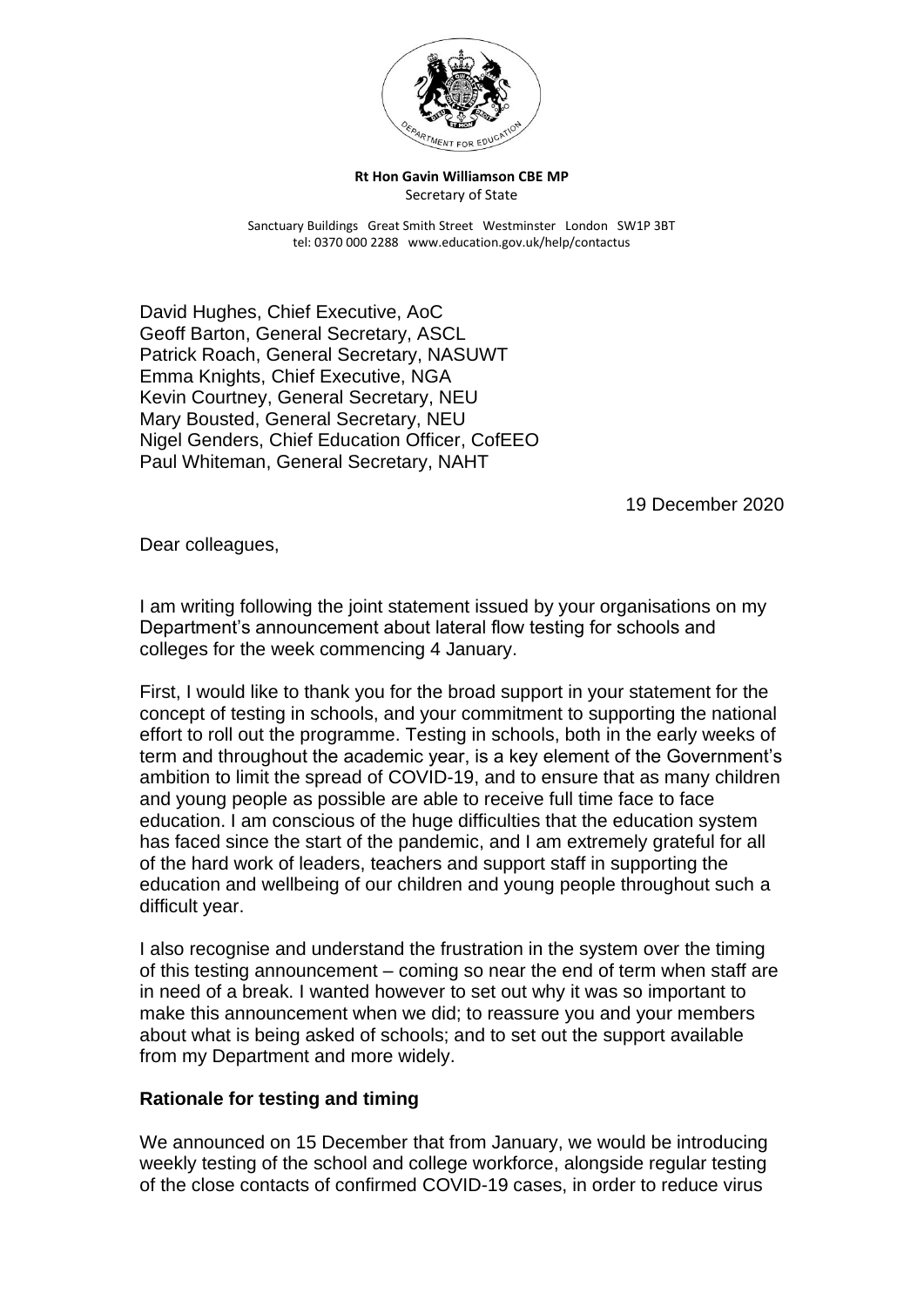**Rt Hon Gavin Williamson CBE MP**
Secretary of State

Sanctuary Buildings Great Smith Street Westminster London SW1P 3BT
tel: 0370 000 2288 www.education.gov.uk/help/contactus

David Hughes, Chief Executive, AoC
Geoff Barton, General Secretary, ASCL
Patrick Roach, General Secretary, NASUWT
Emma Knights, Chief Executive, NGA
Kevin Courtney, General Secretary, NEU
Mary Bousted, General Secretary, NEU
Nigel Genders, Chief Education Officer, CofEEO
Paul Whiteman, General Secretary, NAHT

19 December 2020

Dear colleagues,

I am writing following the joint statement issued by your organisations on my Department's announcement about lateral flow testing for schools and colleges for the week commencing 4 January.

First, I would like to thank you for the broad support in your statement for the concept of testing in schools, and your commitment to supporting the national effort to roll out the programme. Testing in schools, both in the early weeks of term and throughout the academic year, is a key element of the Government's ambition to limit the spread of COVID-19, and to ensure that as many children and young people as possible are able to receive full time face to face education. I am conscious of the huge difficulties that the education system has faced since the start of the pandemic, and I am extremely grateful for all of the hard work of leaders, teachers and support staff in supporting the education and wellbeing of our children and young people throughout such a difficult year.

I also recognise and understand the frustration in the system over the timing of this testing announcement – coming so near the end of term when staff are in need of a break. I wanted however to set out why it was so important to make this announcement when we did; to reassure you and your members about what is being asked of schools; and to set out the support available from my Department and more widely.

## Rationale for testing and timing

We announced on 15 December that from January, we would be introducing weekly testing of the school and college workforce, alongside regular testing of the close contacts of confirmed COVID-19 cases, in order to reduce virus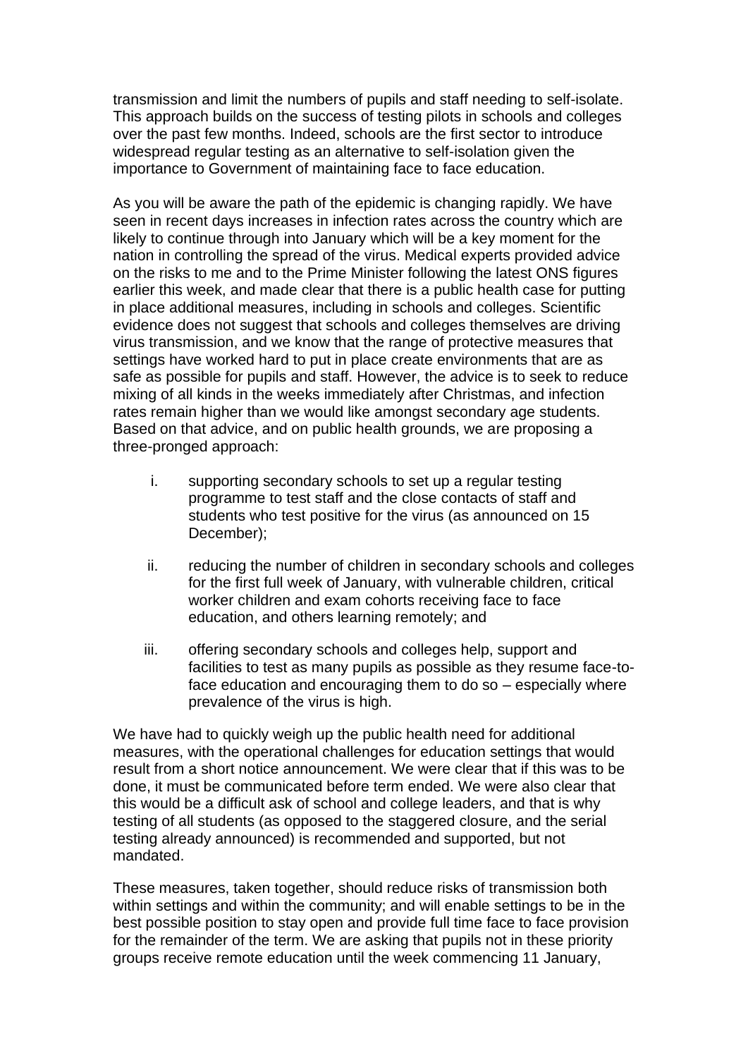transmission and limit the numbers of pupils and staff needing to self-isolate. This approach builds on the success of testing pilots in schools and colleges over the past few months. Indeed, schools are the first sector to introduce widespread regular testing as an alternative to self-isolation given the importance to Government of maintaining face to face education.

As you will be aware the path of the epidemic is changing rapidly. We have seen in recent days increases in infection rates across the country which are likely to continue through into January which will be a key moment for the nation in controlling the spread of the virus. Medical experts provided advice on the risks to me and to the Prime Minister following the latest ONS figures earlier this week, and made clear that there is a public health case for putting in place additional measures, including in schools and colleges. Scientific evidence does not suggest that schools and colleges themselves are driving virus transmission, and we know that the range of protective measures that settings have worked hard to put in place create environments that are as safe as possible for pupils and staff. However, the advice is to seek to reduce mixing of all kinds in the weeks immediately after Christmas, and infection rates remain higher than we would like amongst secondary age students. Based on that advice, and on public health grounds, we are proposing a three-pronged approach:

i. supporting secondary schools to set up a regular testing programme to test staff and the close contacts of staff and students who test positive for the virus (as announced on 15 December);

ii. reducing the number of children in secondary schools and colleges for the first full week of January, with vulnerable children, critical worker children and exam cohorts receiving face to face education, and others learning remotely; and

iii. offering secondary schools and colleges help, support and facilities to test as many pupils as possible as they resume face-to-face education and encouraging them to do so – especially where prevalence of the virus is high.

We have had to quickly weigh up the public health need for additional measures, with the operational challenges for education settings that would result from a short notice announcement. We were clear that if this was to be done, it must be communicated before term ended. We were also clear that this would be a difficult ask of school and college leaders, and that is why testing of all students (as opposed to the staggered closure, and the serial testing already announced) is recommended and supported, but not mandated.

These measures, taken together, should reduce risks of transmission both within settings and within the community; and will enable settings to be in the best possible position to stay open and provide full time face to face provision for the remainder of the term. We are asking that pupils not in these priority groups receive remote education until the week commencing 11 January,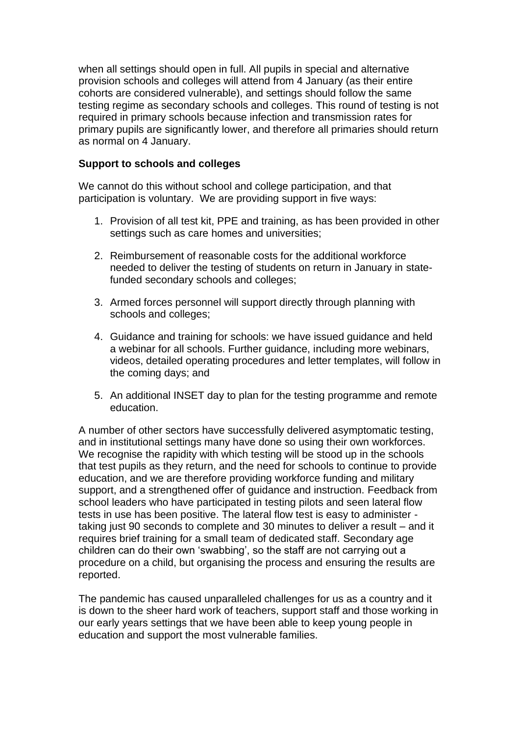when all settings should open in full. All pupils in special and alternative provision schools and colleges will attend from 4 January (as their entire cohorts are considered vulnerable), and settings should follow the same testing regime as secondary schools and colleges. This round of testing is not required in primary schools because infection and transmission rates for primary pupils are significantly lower, and therefore all primaries should return as normal on 4 January.

**Support to schools and colleges**

We cannot do this without school and college participation, and that participation is voluntary. We are providing support in five ways:

1. Provision of all test kit, PPE and training, as has been provided in other settings such as care homes and universities;

2. Reimbursement of reasonable costs for the additional workforce needed to deliver the testing of students on return in January in state-funded secondary schools and colleges;

3. Armed forces personnel will support directly through planning with schools and colleges;

4. Guidance and training for schools: we have issued guidance and held a webinar for all schools. Further guidance, including more webinars, videos, detailed operating procedures and letter templates, will follow in the coming days; and

5. An additional INSET day to plan for the testing programme and remote education.

A number of other sectors have successfully delivered asymptomatic testing, and in institutional settings many have done so using their own workforces. We recognise the rapidity with which testing will be stood up in the schools that test pupils as they return, and the need for schools to continue to provide education, and we are therefore providing workforce funding and military support, and a strengthened offer of guidance and instruction. Feedback from school leaders who have participated in testing pilots and seen lateral flow tests in use has been positive. The lateral flow test is easy to administer - taking just 90 seconds to complete and 30 minutes to deliver a result – and it requires brief training for a small team of dedicated staff. Secondary age children can do their own 'swabbing', so the staff are not carrying out a procedure on a child, but organising the process and ensuring the results are reported.

The pandemic has caused unparalleled challenges for us as a country and it is down to the sheer hard work of teachers, support staff and those working in our early years settings that we have been able to keep young people in education and support the most vulnerable families.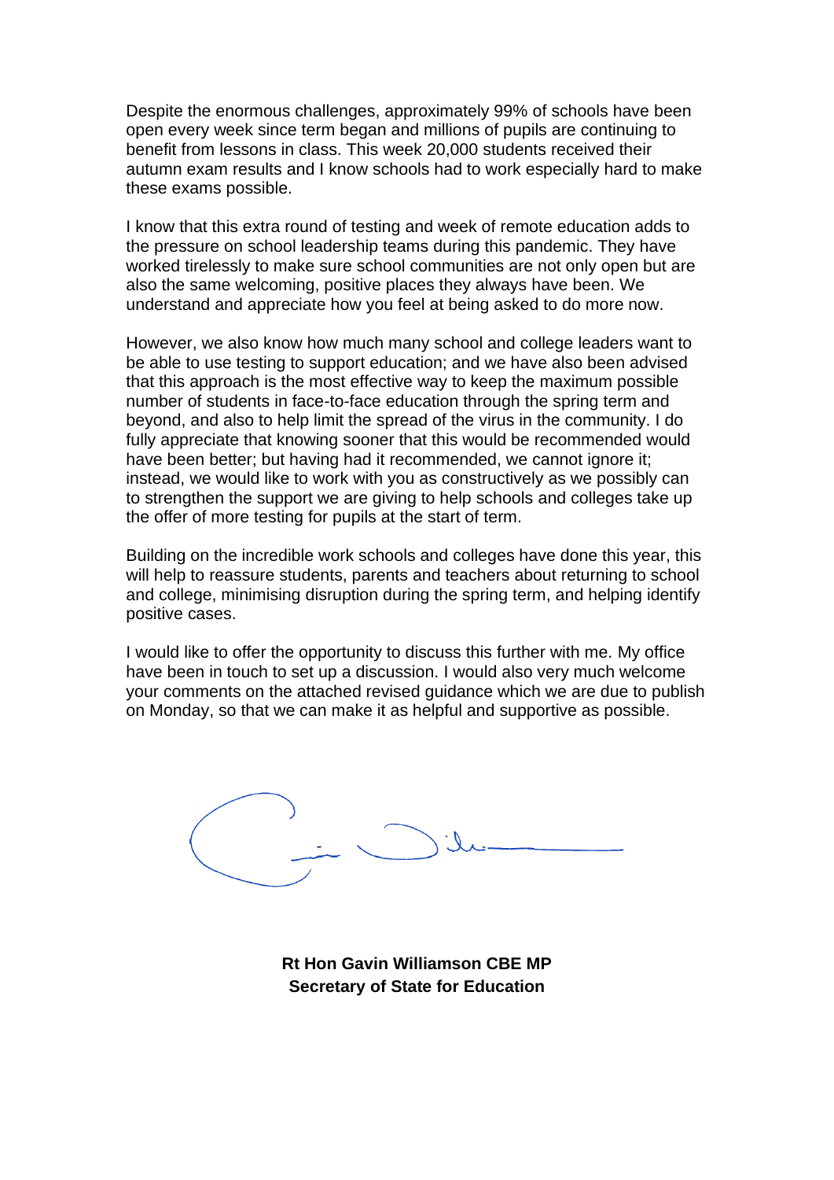Despite the enormous challenges, approximately 99% of schools have been open every week since term began and millions of pupils are continuing to benefit from lessons in class. This week 20,000 students received their autumn exam results and I know schools had to work especially hard to make these exams possible.

I know that this extra round of testing and week of remote education adds to the pressure on school leadership teams during this pandemic. They have worked tirelessly to make sure school communities are not only open but are also the same welcoming, positive places they always have been. We understand and appreciate how you feel at being asked to do more now.

However, we also know how much many school and college leaders want to be able to use testing to support education; and we have also been advised that this approach is the most effective way to keep the maximum possible number of students in face-to-face education through the spring term and beyond, and also to help limit the spread of the virus in the community. I do fully appreciate that knowing sooner that this would be recommended would have been better; but having had it recommended, we cannot ignore it; instead, we would like to work with you as constructively as we possibly can to strengthen the support we are giving to help schools and colleges take up the offer of more testing for pupils at the start of term.

Building on the incredible work schools and colleges have done this year, this will help to reassure students, parents and teachers about returning to school and college, minimising disruption during the spring term, and helping identify positive cases.

I would like to offer the opportunity to discuss this further with me. My office have been in touch to set up a discussion. I would also very much welcome your comments on the attached revised guidance which we are due to publish on Monday, so that we can make it as helpful and supportive as possible.

**Rt Hon Gavin Williamson CBE MP**
**Secretary of State for Education**